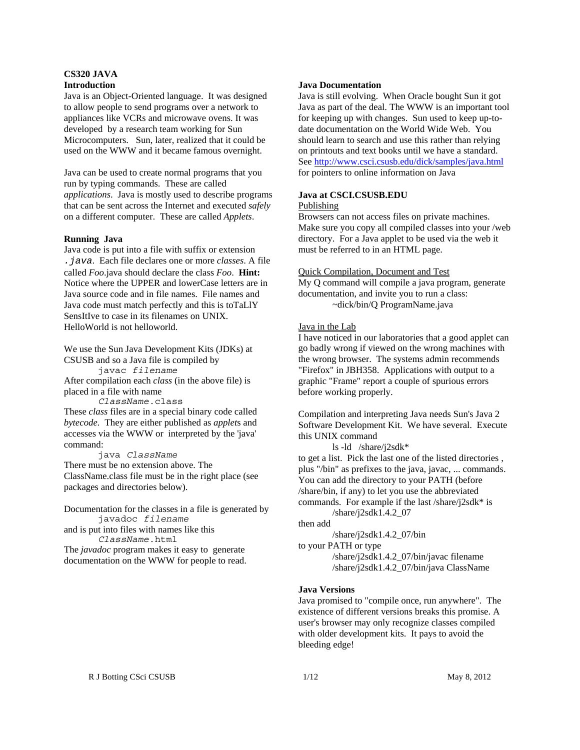# CS320 JAVA

## Introduction

Java is an Object-Oriented language. It was designed to allow people to send programs over a network to appliances like VCRs and microwave ovens. It was developed by a research team working for Sun Microcomputers. Sun, later, realized that it could be used on the WWW and it became famous overnight.

Java can be used to create normal programs that you run by typing commands. These are called *applications*. Java is mostly used to describe programs that can be sent across the Internet and executed *safely* on a different computer. These are called *Applets*.

## Running Java

Java code is put into a file with suffix or extension `.java`. Each file declares one or more *classes*. A file called *Foo*.java should declare the class *Foo*. **Hint:** Notice where the UPPER and lowerCase letters are in Java source code and in file names. File names and Java code must match perfectly and this is toTaLlY SensItIve to case in its filenames on UNIX. HelloWorld is not helloworld.

We use the Sun Java Development Kits (JDKs) at CSUSB and so a Java file is compiled by

```
javac filename
```

After compilation each *class* (in the above file) is placed in a file with name

```
ClassName.class
```

These *class* files are in a special binary code called *bytecode*. They are either published as *applet*s and accesses via the WWW or interpreted by the 'java' command:

```
java ClassName
```

There must be no extension above. The ClassName.class file must be in the right place (see packages and directories below).

Documentation for the classes in a file is generated by

```
javadoc filename
```

and is put into files with names like this

```
ClassName.html
```

The *javadoc* program makes it easy to generate documentation on the WWW for people to read.

## Java Documentation

Java is still evolving. When Oracle bought Sun it got Java as part of the deal. The WWW is an important tool for keeping up with changes. Sun used to keep up-to-date documentation on the World Wide Web. You should learn to search and use this rather than relying on printouts and text books until we have a standard. See http://www.csci.csusb.edu/dick/samples/java.html for pointers to online information on Java

## Java at CSCI.CSUSB.EDU

### Publishing

Browsers can not access files on private machines. Make sure you copy all compiled classes into your /web directory. For a Java applet to be used via the web it must be referred to in an HTML page.

### Quick Compilation, Document and Test

My Q command will compile a java program, generate documentation, and invite you to run a class:

```
~dick/bin/Q ProgramName.java
```

### Java in the Lab

I have noticed in our laboratories that a good applet can go badly wrong if viewed on the wrong machines with the wrong browser. The systems admin recommends "Firefox" in JBH358. Applications with output to a graphic "Frame" report a couple of spurious errors before working properly.

Compilation and interpreting Java needs Sun's Java 2 Software Development Kit. We have several. Execute this UNIX command

```
ls -ld   /share/j2sdk*
```

to get a list. Pick the last one of the listed directories , plus "/bin" as prefixes to the java, javac, ... commands. You can add the directory to your PATH (before /share/bin, if any) to let you use the abbreviated commands. For example if the last /share/j2sdk* is

```
/share/j2sdk1.4.2_07
```

then add

```
/share/j2sdk1.4.2_07/bin
```

to your PATH or type

```
/share/j2sdk1.4.2_07/bin/javac filename
/share/j2sdk1.4.2_07/bin/java ClassName
```

## Java Versions

Java promised to "compile once, run anywhere". The existence of different versions breaks this promise. A user's browser may only recognize classes compiled with older development kits. It pays to avoid the bleeding edge!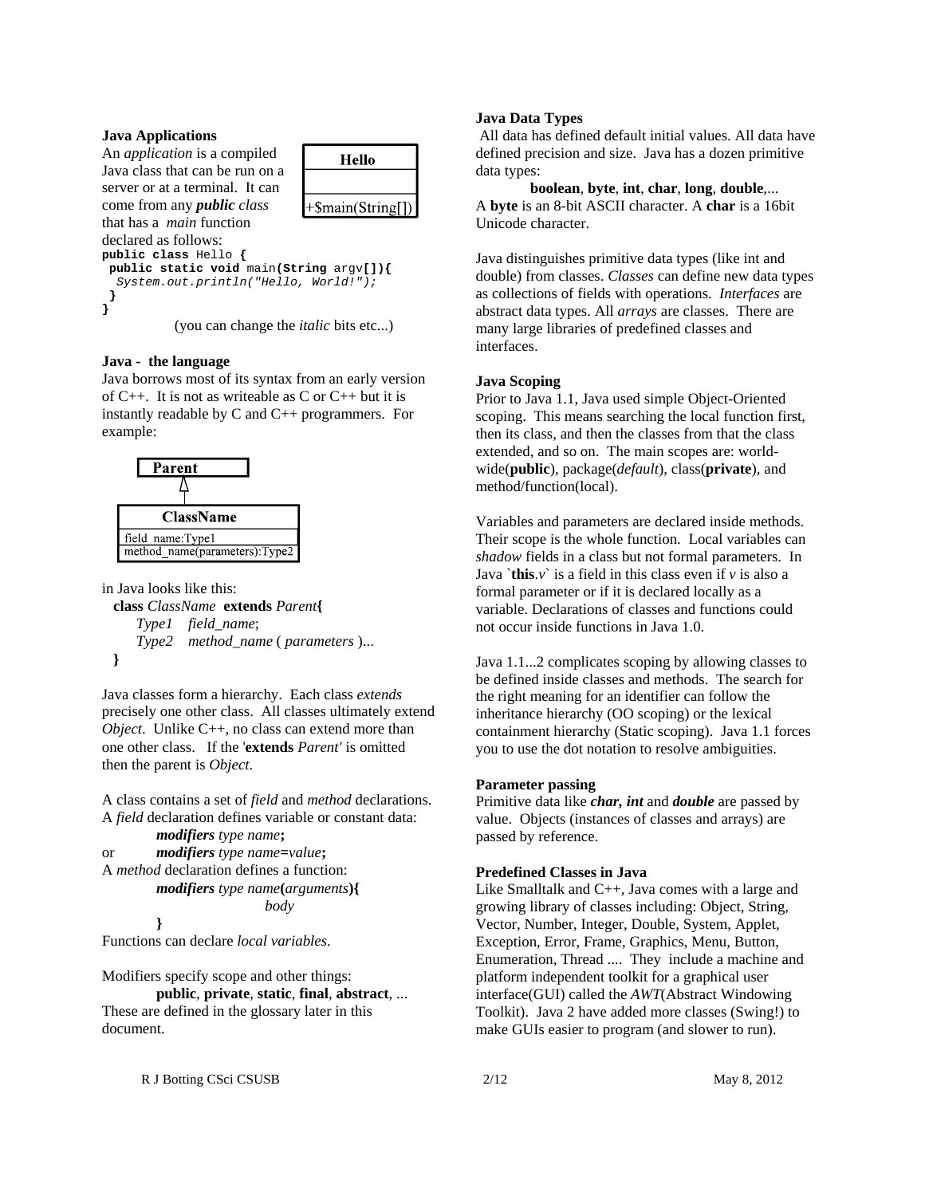### Java Applications

An *application* is a compiled Java class that can be run on a server or at a terminal. It can come from any ***public*** *class* that has a *main* function declared as follows:

| Hello |
| --- |
| |
| +$main(String[]) |

```
public class Hello {
 public static void main(String argv[]){
  System.out.println("Hello, World!");
 }
}
```

(you can change the *italic* bits etc...)

### Java - the language

Java borrows most of its syntax from an early version of C++. It is not as writeable as C or C++ but it is instantly readable by C and C++ programmers. For example:

| Parent |
| --- |

| ClassName |
| --- |
| field_name:Type1 |
| method_name(parameters):Type2 |

in Java looks like this:

**class** *ClassName* **extends** *Parent***{**
    *Type1* *field_name*;
    *Type2* *method_name* ( *parameters* )...
**}**

Java classes form a hierarchy. Each class *extends* precisely one other class. All classes ultimately extend *Object*. Unlike C++, no class can extend more than one other class. If the '**extends** *Parent'* is omitted then the parent is *Object*.

A class contains a set of *field* and *method* declarations. A *field* declaration defines variable or constant data:

    ***modifiers*** *type name***;**

or     ***modifiers*** *type name***=***value***;**

A *method* declaration defines a function:

    ***modifiers*** *type name***(***arguments***){**
        *body*
    **}**

Functions can declare *local variables*.

Modifiers specify scope and other things:

    **public**, **private**, **static**, **final**, **abstract**, ...

These are defined in the glossary later in this document.

### Java Data Types

All data has defined default initial values. All data have defined precision and size. Java has a dozen primitive data types:

    **boolean**, **byte**, **int**, **char**, **long**, **double**,...

A **byte** is an 8-bit ASCII character. A **char** is a 16bit Unicode character.

Java distinguishes primitive data types (like int and double) from classes. *Classes* can define new data types as collections of fields with operations. *Interfaces* are abstract data types. All *arrays* are classes. There are many large libraries of predefined classes and interfaces.

### Java Scoping

Prior to Java 1.1, Java used simple Object-Oriented scoping. This means searching the local function first, then its class, and then the classes from that the class extended, and so on. The main scopes are: world-wide(**public**), package(*default*), class(**private**), and method/function(local).

Variables and parameters are declared inside methods. Their scope is the whole function. Local variables can *shadow* fields in a class but not formal parameters. In Java `**this**.*v*` is a field in this class even if *v* is also a formal parameter or if it is declared locally as a variable. Declarations of classes and functions could not occur inside functions in Java 1.0.

Java 1.1...2 complicates scoping by allowing classes to be defined inside classes and methods. The search for the right meaning for an identifier can follow the inheritance hierarchy (OO scoping) or the lexical containment hierarchy (Static scoping). Java 1.1 forces you to use the dot notation to resolve ambiguities.

### Parameter passing

Primitive data like ***char, int*** and ***double*** are passed by value. Objects (instances of classes and arrays) are passed by reference.

### Predefined Classes in Java

Like Smalltalk and C++, Java comes with a large and growing library of classes including: Object, String, Vector, Number, Integer, Double, System, Applet, Exception, Error, Frame, Graphics, Menu, Button, Enumeration, Thread .... They include a machine and platform independent toolkit for a graphical user interface(GUI) called the *AWT*(Abstract Windowing Toolkit). Java 2 have added more classes (Swing!) to make GUIs easier to program (and slower to run).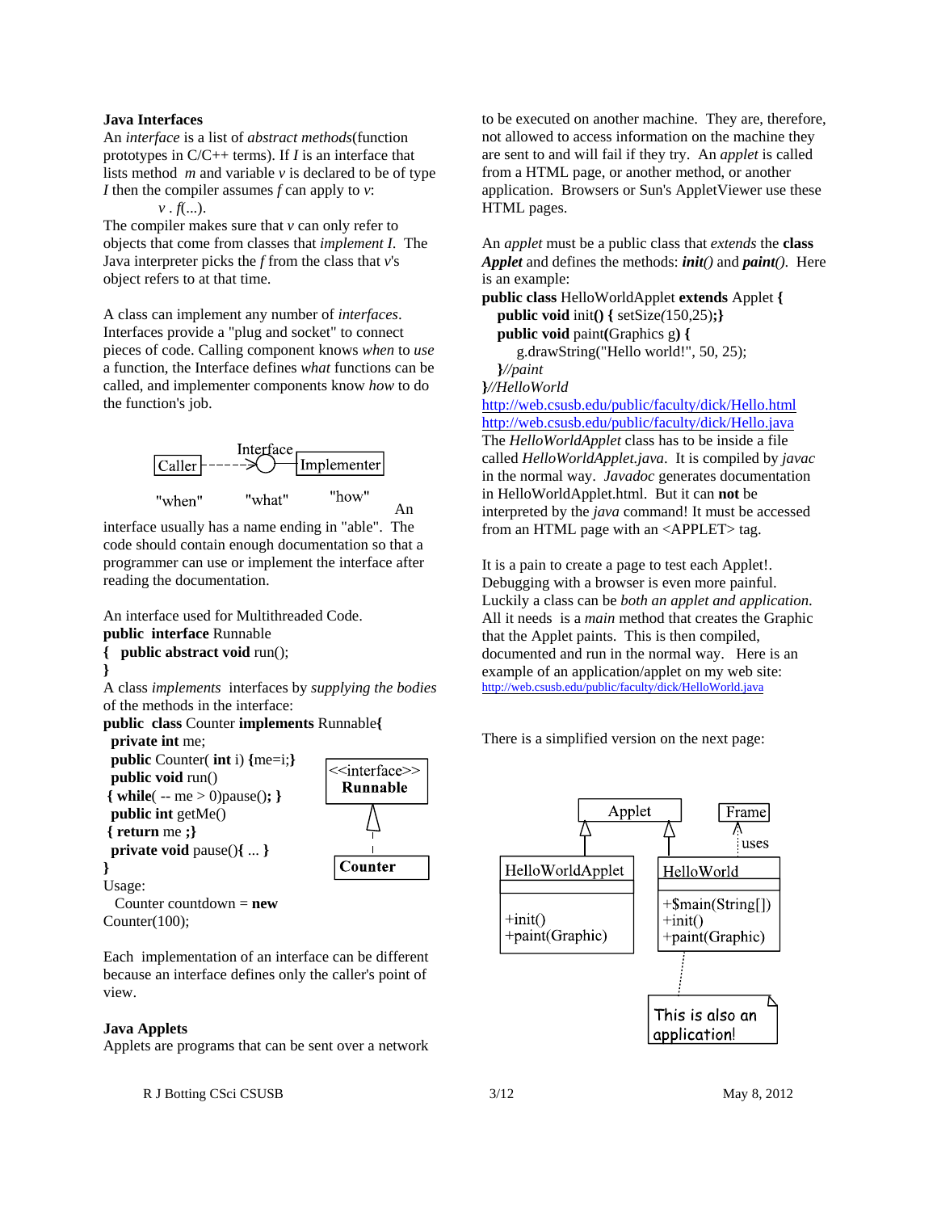### Java Interfaces

An *interface* is a list of *abstract methods*(function prototypes in C/C++ terms). If *I* is an interface that lists method *m* and variable *v* is declared to be of type *I* then the compiler assumes *f* can apply to *v*:

*v* . *f*(...).

The compiler makes sure that *v* can only refer to objects that come from classes that *implement I*. The Java interpreter picks the *f* from the class that *v*'s object refers to at that time.

A class can implement any number of *interfaces*. Interfaces provide a "plug and socket" to connect pieces of code. Calling component knows *when* to *use* a function, the Interface defines *what* functions can be called, and implementer components know *how* to do the function's job.

```
                Interface
Caller ------->O Implementer

"when"     "what"     "how"
```

An interface usually has a name ending in "able". The code should contain enough documentation so that a programmer can use or implement the interface after reading the documentation.

An interface used for Multithreaded Code.

```
public interface Runnable
{ public abstract void run();
}
```

A class *implements* interfaces by *supplying the bodies* of the methods in the interface:

```
public class Counter implements Runnable{
  private int me;
  public Counter( int i) {me=i;}
  public void run()
  { while( -- me > 0)pause(); }
  public int getMe()
  { return me ;}
  private void pause(){ ... }
}
```

```
<<interface>>
  Runnable
     ^
     |
  Counter
```

Usage:

```
Counter countdown = new Counter(100);
```

Each implementation of an interface can be different because an interface defines only the caller's point of view.

### Java Applets

Applets are programs that can be sent over a network to be executed on another machine. They are, therefore, not allowed to access information on the machine they are sent to and will fail if they try. An *applet* is called from a HTML page, or another method, or another application. Browsers or Sun's AppletViewer use these HTML pages.

An *applet* must be a public class that *extends* the **class** ***Applet*** and defines the methods: ***init()*** and ***paint()***. Here is an example:

```
public class HelloWorldApplet extends Applet {
  public void init() { setSize(150,25);}
  public void paint(Graphics g) {
     g.drawString("Hello world!", 50, 25);
  }//paint
}//HelloWorld
```

http://web.csusb.edu/public/faculty/dick/Hello.html
http://web.csusb.edu/public/faculty/dick/Hello.java

The *HelloWorldApplet* class has to be inside a file called *HelloWorldApplet.java*. It is compiled by *javac* in the normal way. *Javadoc* generates documentation in HelloWorldApplet.html. But it can **not** be interpreted by the *java* command! It must be accessed from an HTML page with an <APPLET> tag.

It is a pain to create a page to test each Applet!. Debugging with a browser is even more painful. Luckily a class can be *both an applet and application.* All it needs is a *main* method that creates the Graphic that the Applet paints. This is then compiled, documented and run in the normal way. Here is an example of an application/applet on my web site:
http://web.csusb.edu/public/faculty/dick/HelloWorld.java

There is a simplified version on the next page:

```
            Applet                  Frame
           ^      ^                   ^
           |      |                   : uses
HelloWorldApplet   HelloWorld
+init()            +$main(String[])
+paint(Graphic)    +init()
                   +paint(Graphic)
                        :
                   This is also an
                   application!
```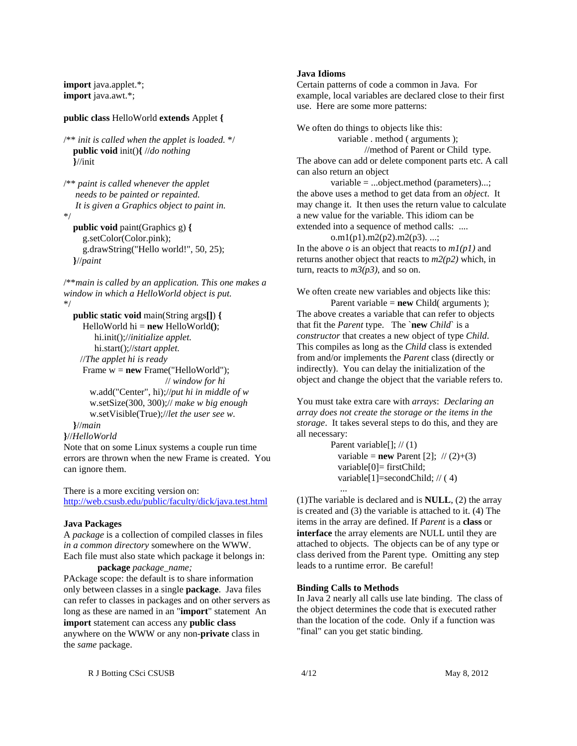```java
import java.applet.*;
import java.awt.*;

public class HelloWorld extends Applet {

/** init is called when the applet is loaded. */
   public void init(){ //do nothing
   }//init

/** paint is called whenever the applet
    needs to be painted or repainted.
    It is given a Graphics object to paint in.
*/
   public void paint(Graphics g) {
      g.setColor(Color.pink);
      g.drawString("Hello world!", 50, 25);
   }//paint

/**main is called by an application. This one makes a
window in which a HelloWorld object is put.
*/
   public static void main(String args[]) {
      HelloWorld hi = new HelloWorld();
          hi.init();//initialize applet.
          hi.start();//start applet.
     //The applet hi is ready
      Frame w = new Frame("HelloWorld");
                                 // window for hi
        w.add("Center", hi);//put hi in middle of w
        w.setSize(300, 300);// make w big enough
        w.setVisible(True);//let the user see w.
   }//main
}//HelloWorld
```

Note that on some Linux systems a couple run time errors are thrown when the new Frame is created. You can ignore them.

There is a more exciting version on: [http://web.csusb.edu/public/faculty/dick/java.test.html](http://web.csusb.edu/public/faculty/dick/java.test.html)

### Java Packages

A *package* is a collection of compiled classes in files *in a common directory* somewhere on the WWW. Each file must also state which package it belongs in:

**package** *package_name;*

PAckage scope: the default is to share information only between classes in a single **package**. Java files can refer to classes in packages and on other servers as long as these are named in an "**import**" statement An **import** statement can access any **public class** anywhere on the WWW or any non-**private** class in the *same* package.

### Java Idioms

Certain patterns of code a common in Java. For example, local variables are declared close to their first use. Here are some more patterns:

We often do things to objects like this:

```
variable . method ( arguments );
        //method of Parent or Child  type.
```

The above can add or delete component parts etc. A call can also return an object

```
variable = ...object.method (parameters)...;
```

the above uses a method to get data from an *object*. It may change it. It then uses the return value to calculate a new value for the variable. This idiom can be extended into a sequence of method calls: ....

```
o.m1(p1).m2(p2).m2(p3). ...;
```

In the above *o* is an object that reacts to *m1(p1)* and returns another object that reacts to *m2(p2)* which, in turn, reacts to *m3(p3)*, and so on.

We often create new variables and objects like this:

```
Parent variable = new Child( arguments );
```

The above creates a variable that can refer to objects that fit the *Parent* type. The `**new** *Child*` is a *constructor* that creates a new object of type *Child*. This compiles as long as the *Child* class is extended from and/or implements the *Parent* class (directly or indirectly). You can delay the initialization of the object and change the object that the variable refers to.

You must take extra care with *arrays*: *Declaring an array does not create the storage or the items in the storage*. It takes several steps to do this, and they are all necessary:

```
Parent variable[]; // (1)
  variable = new Parent [2];  // (2)+(3)
  variable[0]= firstChild;
  variable[1]=secondChild; // ( 4)
   ...
```

(1)The variable is declared and is **NULL**, (2) the array is created and (3) the variable is attached to it. (4) The items in the array are defined. If *Parent* is a **class** or **interface** the array elements are NULL until they are attached to objects. The objects can be of any type or class derived from the Parent type. Omitting any step leads to a runtime error. Be careful!

### Binding Calls to Methods

In Java 2 nearly all calls use late binding. The class of the object determines the code that is executed rather than the location of the code. Only if a function was "final" can you get static binding.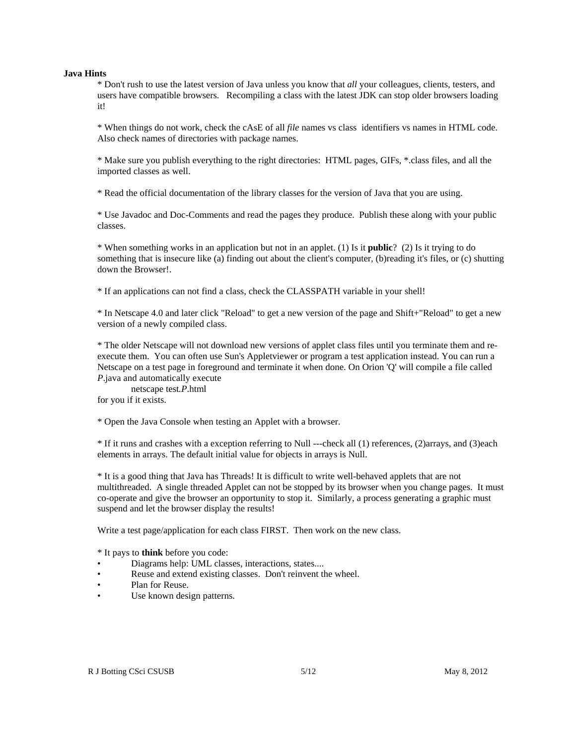**Java Hints**

* Don't rush to use the latest version of Java unless you know that *all* your colleagues, clients, testers, and users have compatible browsers. Recompiling a class with the latest JDK can stop older browsers loading it!

* When things do not work, check the cAsE of all *file* names vs class identifiers vs names in HTML code. Also check names of directories with package names.

* Make sure you publish everything to the right directories: HTML pages, GIFs, *.class files, and all the imported classes as well.

* Read the official documentation of the library classes for the version of Java that you are using.

* Use Javadoc and Doc-Comments and read the pages they produce. Publish these along with your public classes.

* When something works in an application but not in an applet. (1) Is it **public**? (2) Is it trying to do something that is insecure like (a) finding out about the client's computer, (b)reading it's files, or (c) shutting down the Browser!.

* If an applications can not find a class, check the CLASSPATH variable in your shell!

* In Netscape 4.0 and later click "Reload" to get a new version of the page and Shift+"Reload" to get a new version of a newly compiled class.

* The older Netscape will not download new versions of applet class files until you terminate them and re-execute them. You can often use Sun's Appletviewer or program a test application instead. You can run a Netscape on a test page in foreground and terminate it when done. On Orion 'Q' will compile a file called *P*.java and automatically execute

netscape test.*P*.html

for you if it exists.

* Open the Java Console when testing an Applet with a browser.

* If it runs and crashes with a exception referring to Null ---check all (1) references, (2)arrays, and (3)each elements in arrays. The default initial value for objects in arrays is Null.

* It is a good thing that Java has Threads! It is difficult to write well-behaved applets that are not multithreaded. A single threaded Applet can not be stopped by its browser when you change pages. It must co-operate and give the browser an opportunity to stop it. Similarly, a process generating a graphic must suspend and let the browser display the results!

Write a test page/application for each class FIRST. Then work on the new class.

* It pays to **think** before you code:

- Diagrams help: UML classes, interactions, states....
- Reuse and extend existing classes. Don't reinvent the wheel.
- Plan for Reuse.
- Use known design patterns.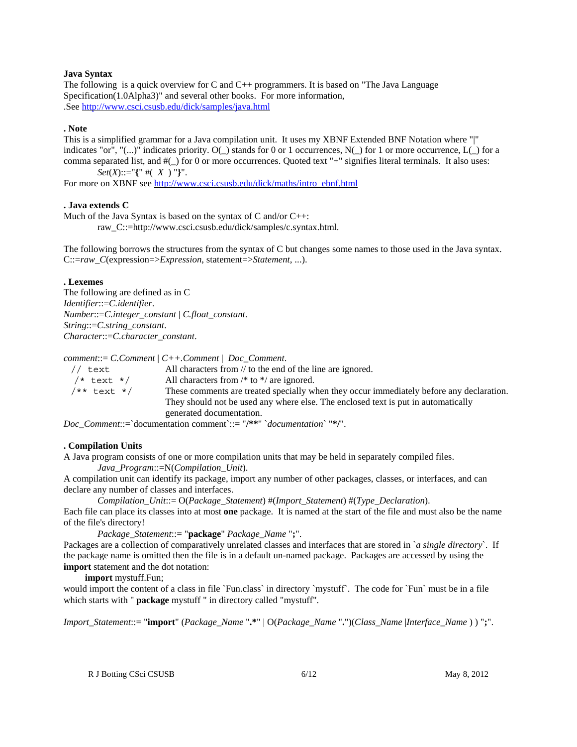**Java Syntax**

The following is a quick overview for C and C++ programmers. It is based on "The Java Language Specification(1.0Alpha3)" and several other books. For more information,
.See http://www.csci.csusb.edu/dick/samples/java.html

**. Note**

This is a simplified grammar for a Java compilation unit. It uses my XBNF Extended BNF Notation where "|" indicates "or", "(...)" indicates priority. O(_) stands for 0 or 1 occurrences, N(_) for 1 or more occurrence, L(_) for a comma separated list, and #(_) for 0 or more occurrences. Quoted text "+" signifies literal terminals. It also uses:

*Set*(*X*)::="**{**" #( *X* ) "**}**".

For more on XBNF see http://www.csci.csusb.edu/dick/maths/intro_ebnf.html

**. Java extends C**

Much of the Java Syntax is based on the syntax of C and/or C++:

raw_C::=http://www.csci.csusb.edu/dick/samples/c.syntax.html.

The following borrows the structures from the syntax of C but changes some names to those used in the Java syntax.
C::=*raw_C*(expression=>*Expression*, statement=>*Statement*, ...).

**. Lexemes**

The following are defined as in C
*Identifier*::=*C.identifier*.
*Number*::=*C.integer_constant* | *C.float_constant*.
*String*::=*C.string_constant*.
*Character*::=*C.character_constant*.

*comment*::= *C.Comment* | *C++.Comment* | *Doc_Comment*.

| | |
|---|---|
| `// text` | All characters from // to the end of the line are ignored. |
| `/* text */` | All characters from /* to */ are ignored. |
| `/** text */` | These comments are treated specially when they occur immediately before any declaration. They should not be used any where else. The enclosed text is put in automatically generated documentation. |

*Doc_Comment*::=`documentation comment`::= "**/****" `*documentation*` "***/**".

**. Compilation Units**

A Java program consists of one or more compilation units that may be held in separately compiled files.

*Java_Program*::=N(*Compilation_Unit*).

A compilation unit can identify its package, import any number of other packages, classes, or interfaces, and can declare any number of classes and interfaces.

*Compilation_Unit*::= O(*Package_Statement*) #(*Import_Statement*) #(*Type_Declaration*).

Each file can place its classes into at most **one** package. It is named at the start of the file and must also be the name of the file's directory!

*Package_Statement*::= "**package**" *Package_Name* "**;**".

Packages are a collection of comparatively unrelated classes and interfaces that are stored in `*a single directory*`. If the package name is omitted then the file is in a default un-named package. Packages are accessed by using the **import** statement and the dot notation:

**import** mystuff.Fun;

would import the content of a class in file `Fun.class` in directory `mystuff`. The code for `Fun` must be in a file which starts with " **package** mystuff " in directory called "mystuff".

*Import_Statement*::= "**import**" (*Package_Name* "**.***" | O(*Package_Name* "**.**")(*Class_Name* |*Interface_Name* ) ) "**;**".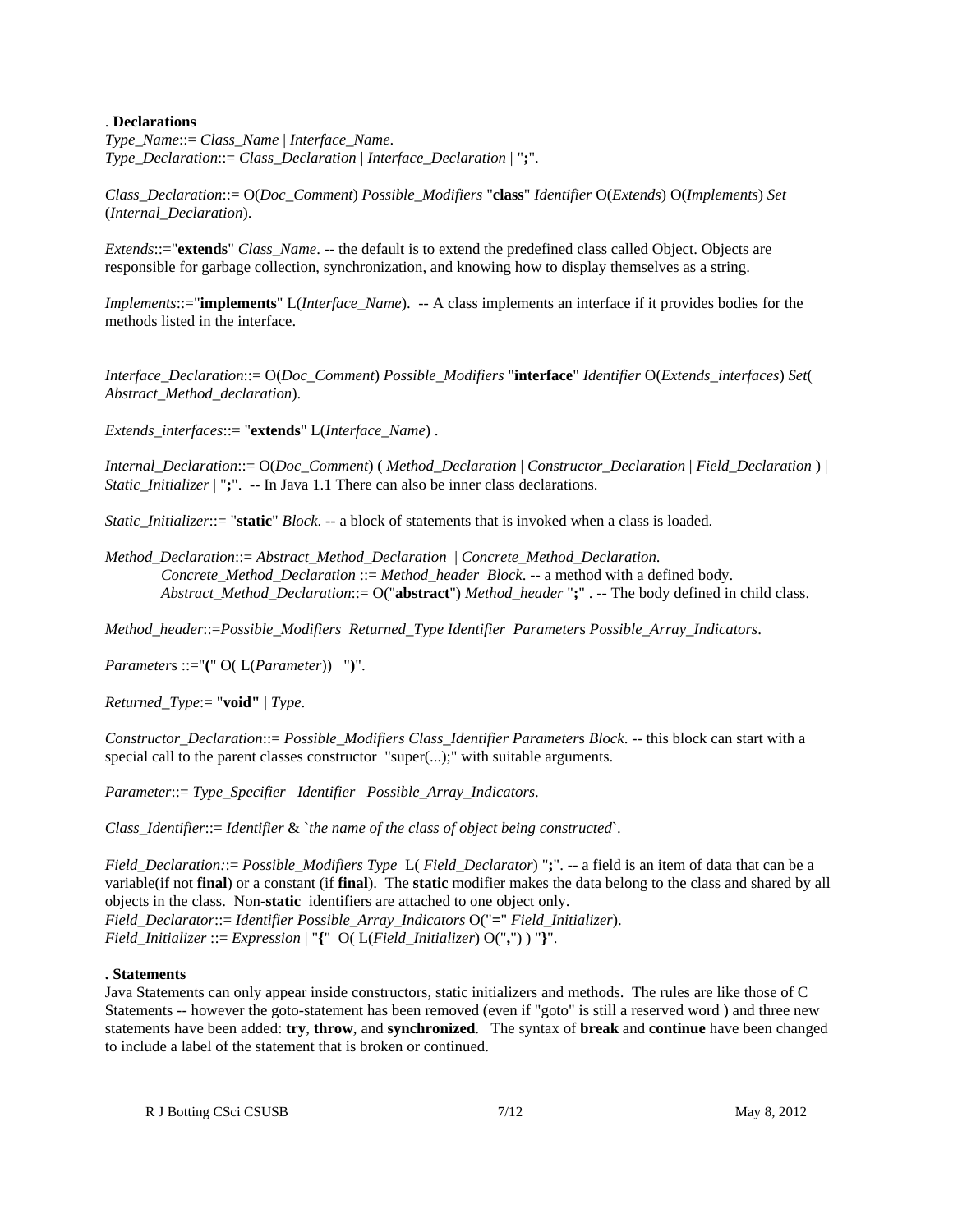. **Declarations**

*Type_Name*::= *Class_Name* | *Interface_Name*.
*Type_Declaration*::= *Class_Declaration* | *Interface_Declaration* | "**;**".

*Class_Declaration*::= O(*Doc_Comment*) *Possible_Modifiers* "**class**" *Identifier* O(*Extends*) O(*Implements*) *Set* (*Internal_Declaration*).

*Extends*::="**extends**" *Class_Name*. -- the default is to extend the predefined class called Object. Objects are responsible for garbage collection, synchronization, and knowing how to display themselves as a string.

*Implements*::="**implements**" L(*Interface_Name*). -- A class implements an interface if it provides bodies for the methods listed in the interface.

*Interface_Declaration*::= O(*Doc_Comment*) *Possible_Modifiers* "**interface**" *Identifier* O(*Extends_interfaces*) *Set*( *Abstract_Method_declaration*).

*Extends_interfaces*::= "**extends**" L(*Interface_Name*) .

*Internal_Declaration*::= O(*Doc_Comment*) ( *Method_Declaration* | *Constructor_Declaration* | *Field_Declaration* ) | *Static_Initializer* | "**;**". -- In Java 1.1 There can also be inner class declarations.

*Static_Initializer*::= "**static**" *Block*. -- a block of statements that is invoked when a class is loaded.

*Method_Declaration*::= *Abstract_Method_Declaration* | *Concrete_Method_Declaration*.
    *Concrete_Method_Declaration* ::= *Method_header* *Block*. -- a method with a defined body.
    *Abstract_Method_Declaration*::= O("**abstract**") *Method_header* "**;**" . -- The body defined in child class.

*Method_header*::=*Possible_Modifiers* *Returned_Type* *Identifier* *Parameters* *Possible_Array_Indicators*.

*Parameters* ::="**(**" O( L(*Parameter*)) "**)**".

*Returned_Type*:= "**void"** | *Type*.

*Constructor_Declaration*::= *Possible_Modifiers* *Class_Identifier* *Parameters* *Block*. -- this block can start with a special call to the parent classes constructor "super(...);" with suitable arguments.

*Parameter*::= *Type_Specifier* *Identifier* *Possible_Array_Indicators*.

*Class_Identifier*::= *Identifier* & `*the name of the class of object being constructed*`.

*Field_Declaration*::= *Possible_Modifiers* *Type* L( *Field_Declarator*) "**;**". -- a field is an item of data that can be a variable(if not **final**) or a constant (if **final**). The **static** modifier makes the data belong to the class and shared by all objects in the class. Non-**static** identifiers are attached to one object only.
*Field_Declarator*::= *Identifier* *Possible_Array_Indicators* O("**=**" *Field_Initializer*).
*Field_Initializer* ::= *Expression* | "**{**" O( L(*Field_Initializer*) O("**,**") ) "**}**".

**. Statements**

Java Statements can only appear inside constructors, static initializers and methods. The rules are like those of C Statements -- however the goto-statement has been removed (even if "goto" is still a reserved word ) and three new statements have been added: **try**, **throw**, and **synchronized**. The syntax of **break** and **continue** have been changed to include a label of the statement that is broken or continued.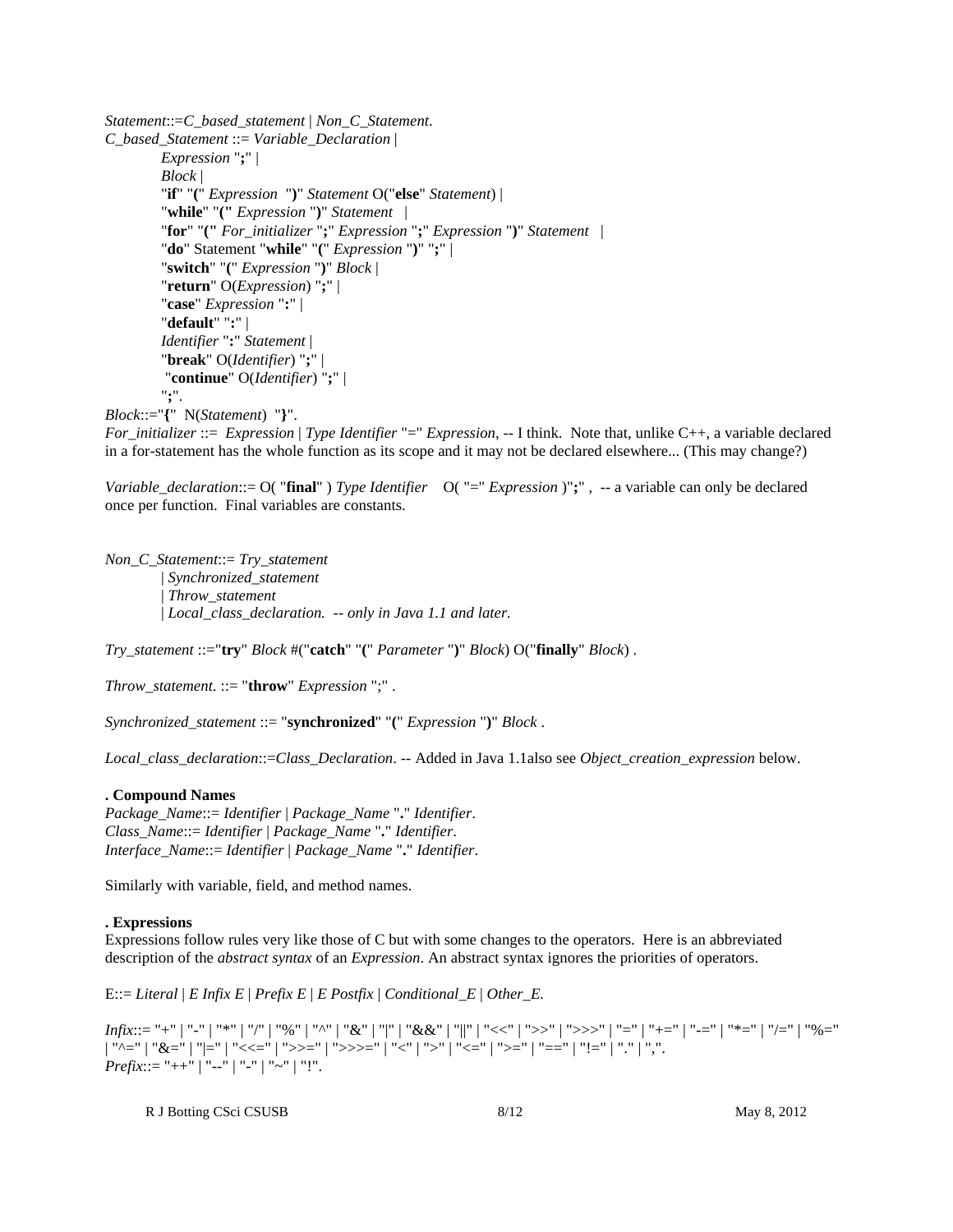*Statement*::=*C_based_statement* | *Non_C_Statement*.

*C_based_Statement* ::= *Variable_Declaration* |
  *Expression* "**;**" |
  *Block* |
  "**if**" "**(**" *Expression* "**)**" *Statement* O("**else**" *Statement*) |
  "**while**" "**(**" *Expression* "**)**" *Statement* |
  "**for**" "**(**" *For_initializer* "**;**" *Expression* "**;**" *Expression* "**)**" *Statement* |
  "**do**" Statement "**while**" "**(**" *Expression* "**)**" "**;**" |
  "**switch**" "**(**" *Expression* "**)**" *Block* |
  "**return**" O(*Expression*) "**;**" |
  "**case**" *Expression* "**:**" |
  "**default**" "**:**" |
  *Identifier* "**:**" *Statement* |
  "**break**" O(*Identifier*) "**;**" |
  "**continue**" O(*Identifier*) "**;**" |
  "**;**".

*Block*::="**{**" N(*Statement*) "**}**".

*For_initializer* ::= *Expression* | *Type Identifier* "=" *Expression*, -- I think. Note that, unlike C++, a variable declared in a for-statement has the whole function as its scope and it may not be declared elsewhere... (This may change?)

*Variable_declaration*::= O( "**final**" ) *Type Identifier* O( "=" *Expression* )"**;**" , -- a variable can only be declared once per function. Final variables are constants.

*Non_C_Statement*::= *Try_statement*
  | *Synchronized_statement*
  | *Throw_statement*
  | *Local_class_declaration. -- only in Java 1.1 and later.*

*Try_statement* ::="**try**" *Block* #("**catch**" "**(**" *Parameter* "**)**" *Block*) O("**finally**" *Block*) .

*Throw_statement*. ::= "**throw**" *Expression* ";" .

*Synchronized_statement* ::= "**synchronized**" "**(**" *Expression* "**)**" *Block* .

*Local_class_declaration*::=*Class_Declaration*. -- Added in Java 1.1also see *Object_creation_expression* below.

**. Compound Names**

*Package_Name*::= *Identifier* | *Package_Name* "**.**" *Identifier*.
*Class_Name*::= *Identifier* | *Package_Name* "**.**" *Identifier*.
*Interface_Name*::= *Identifier* | *Package_Name* "**.**" *Identifier*.

Similarly with variable, field, and method names.

**. Expressions**

Expressions follow rules very like those of C but with some changes to the operators. Here is an abbreviated description of the *abstract syntax* of an *Expression*. An abstract syntax ignores the priorities of operators.

E::= *Literal* | *E Infix E* | *Prefix E* | *E Postfix* | *Conditional_E* | *Other_E.*

*Infix*::= "+" | "-" | "*" | "/" | "%" | "^" | "&" | "|" | "&&" | "||" | "<<" | ">>" | ">>>" | "=" | "+=" | "-=" | "*=" | "/=" | "%=" | "^=" | "&=" | "|=" | "<<=" | ">>=" | ">>>=" | "<" | ">" | "<=" | ">=" | "==" | "!=" | "." | ",".
*Prefix*::= "++" | "--" | "-" | "~" | "!".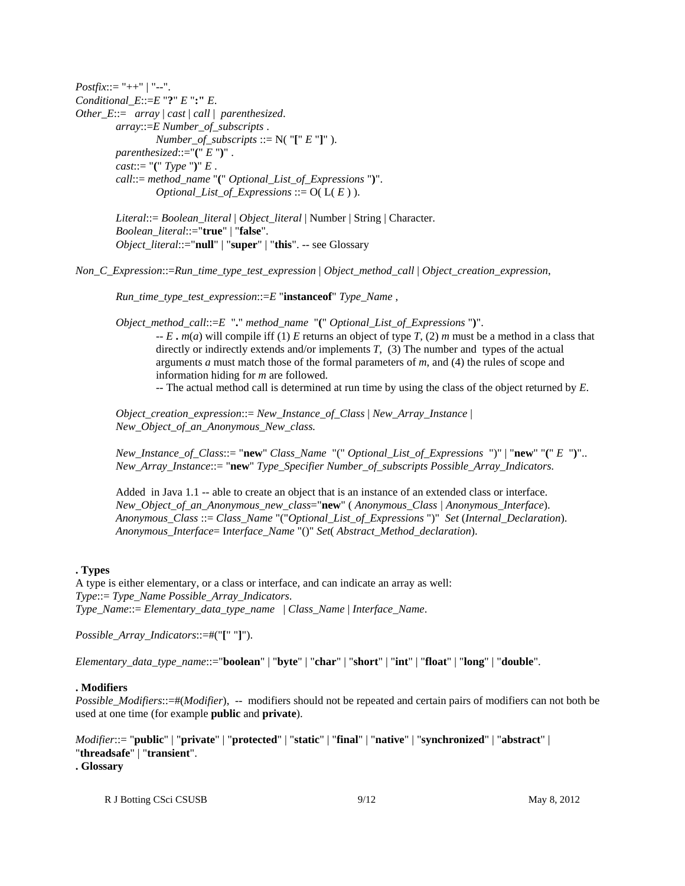*Postfix*::= "++" | "--".
*Conditional_E*::=*E* "**?**" *E* "**:**" *E*.
*Other_E*::= *array* | *cast* | *call* | *parenthesized*.

*array*::=*E Number_of_subscripts* .

*Number_of_subscripts* ::= N( "**[**" *E* "**]**" ).

*parenthesized*::="**(**" *E* "**)**" .

*cast*::= "**(**" *Type* "**)**" *E* .

*call*::= *method_name* "**(**" *Optional_List_of_Expressions* "**)**".

*Optional_List_of_Expressions* ::= O( L( *E* ) ).

*Literal*::= *Boolean_literal* | *Object_literal* | Number | String | Character.

*Boolean_literal*::="**true**" | "**false**".

*Object_literal*::="**null**" | "**super**" | "**this**". -- see Glossary

*Non_C_Expression*::=*Run_time_type_test_expression* | *Object_method_call* | *Object_creation_expression*,

*Run_time_type_test_expression*::=*E* "**instanceof**" *Type_Name* ,

*Object_method_call*::=*E* "**.**" *method_name* "**(**" *Optional_List_of_Expressions* "**)**".

-- *E* **.** *m*(*a*) will compile iff (1) *E* returns an object of type *T*, (2) *m* must be a method in a class that directly or indirectly extends and/or implements *T*, (3) The number and types of the actual arguments *a* must match those of the formal parameters of *m*, and (4) the rules of scope and information hiding for *m* are followed.

-- The actual method call is determined at run time by using the class of the object returned by *E*.

*Object_creation_expression*::= *New_Instance_of_Class* | *New_Array_Instance* | *New_Object_of_an_Anonymous_New_class.*

*New_Instance_of_Class*::= "**new**" *Class_Name* "(" *Optional_List_of_Expressions* ")" | "**new**" "**(**" *E* "**)**"..

*New_Array_Instance*::= "**new**" *Type_Specifier Number_of_subscripts Possible_Array_Indicators.*

Added in Java 1.1 -- able to create an object that is an instance of an extended class or interface.

*New_Object_of_an_Anonymous_new_class*="**new**" ( *Anonymous_Class* | *Anonymous_Interface*).

*Anonymous_Class* ::= *Class_Name* "("*Optional_List_of_Expressions* ")" *Set* (*Internal_Declaration*).

*Anonymous_Interface*= I*nterface_Name* "()" *Set*( *Abstract_Method_declaration*).

**. Types**

A type is either elementary, or a class or interface, and can indicate an array as well:

*Type*::= *Type_Name Possible_Array_Indicators*.

*Type_Name*::= *Elementary_data_type_name* | *Class_Name* | *Interface_Name*.

*Possible_Array_Indicators*::=#("**[**" "**]**").

*Elementary_data_type_name*::="**boolean**" | "**byte**" | "**char**" | "**short**" | "**int**" | "**float**" | "**long**" | "**double**".

**. Modifiers**

*Possible_Modifiers*::=#(*Modifier*), -- modifiers should not be repeated and certain pairs of modifiers can not both be used at one time (for example **public** and **private**).

*Modifier*::= "**public**" | "**private**" | "**protected**" | "**static**" | "**final**" | "**native**" | "**synchronized**" | "**abstract**" | "**threadsafe**" | "**transient**".

**. Glossary**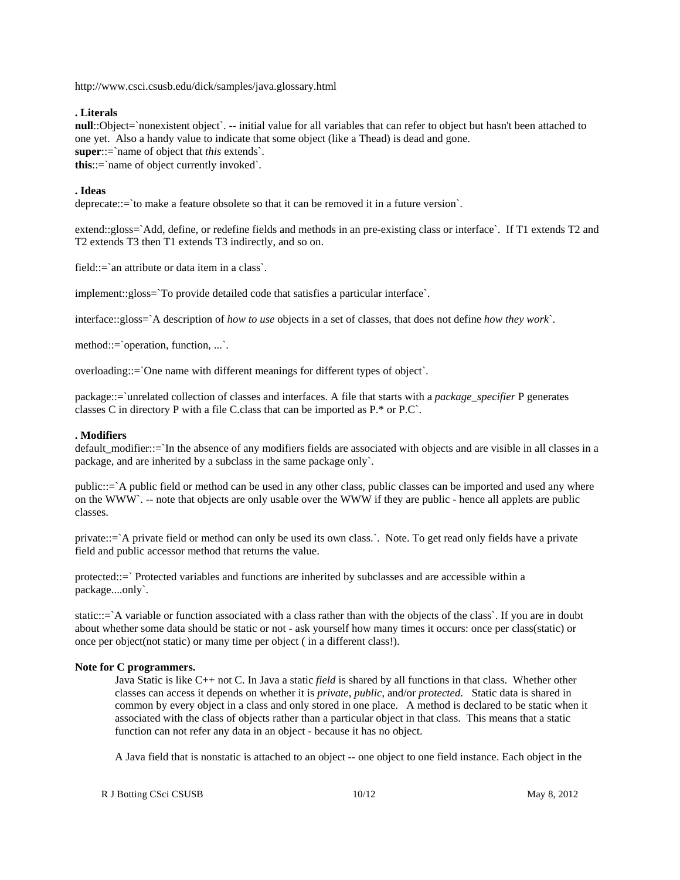http://www.csci.csusb.edu/dick/samples/java.glossary.html

**. Literals**

**null**::Object=`nonexistent object`. -- initial value for all variables that can refer to object but hasn't been attached to one yet. Also a handy value to indicate that some object (like a Thead) is dead and gone.
**super**::=`name of object that *this* extends`.
**this**::=`name of object currently invoked`.

**. Ideas**

deprecate::=`to make a feature obsolete so that it can be removed it in a future version`.

extend::gloss=`Add, define, or redefine fields and methods in an pre-existing class or interface`. If T1 extends T2 and T2 extends T3 then T1 extends T3 indirectly, and so on.

field::=`an attribute or data item in a class`.

implement::gloss=`To provide detailed code that satisfies a particular interface`.

interface::gloss=`A description of *how to use* objects in a set of classes, that does not define *how they work*`.

method::=`operation, function, ...`.

overloading::=`One name with different meanings for different types of object`.

package::=`unrelated collection of classes and interfaces. A file that starts with a *package_specifier* P generates classes C in directory P with a file C.class that can be imported as P.* or P.C`.

**. Modifiers**

default_modifier::=`In the absence of any modifiers fields are associated with objects and are visible in all classes in a package, and are inherited by a subclass in the same package only`.

public::=`A public field or method can be used in any other class, public classes can be imported and used any where on the WWW`. -- note that objects are only usable over the WWW if they are public - hence all applets are public classes.

private::=`A private field or method can only be used its own class.`. Note. To get read only fields have a private field and public accessor method that returns the value.

protected::=` Protected variables and functions are inherited by subclasses and are accessible within a package....only`.

static::=`A variable or function associated with a class rather than with the objects of the class`. If you are in doubt about whether some data should be static or not - ask yourself how many times it occurs: once per class(static) or once per object(not static) or many time per object ( in a different class!).

**Note for C programmers.**

> Java Static is like C++ not C. In Java a static *field* is shared by all functions in that class. Whether other classes can access it depends on whether it is *private*, *public*, and/or *protected*. Static data is shared in common by every object in a class and only stored in one place. A method is declared to be static when it associated with the class of objects rather than a particular object in that class. This means that a static function can not refer any data in an object - because it has no object.
>
> A Java field that is nonstatic is attached to an object -- one object to one field instance. Each object in the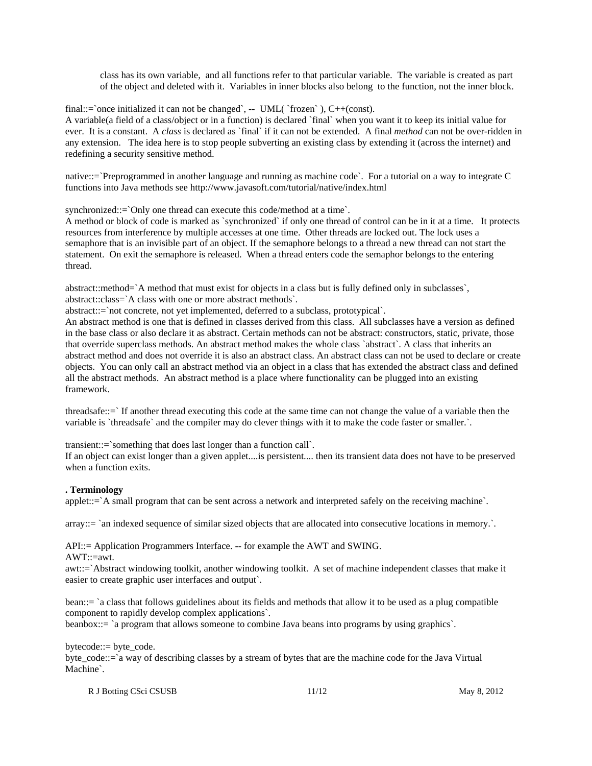class has its own variable, and all functions refer to that particular variable. The variable is created as part of the object and deleted with it. Variables in inner blocks also belong to the function, not the inner block.

final::=`once initialized it can not be changed`, -- UML( `frozen` ), C++(const).
A variable(a field of a class/object or in a function) is declared `final` when you want it to keep its initial value for ever. It is a constant. A *class* is declared as `final` if it can not be extended. A final *method* can not be over-ridden in any extension. The idea here is to stop people subverting an existing class by extending it (across the internet) and redefining a security sensitive method.

native::=`Preprogrammed in another language and running as machine code`. For a tutorial on a way to integrate C functions into Java methods see http://www.javasoft.com/tutorial/native/index.html

synchronized::=`Only one thread can execute this code/method at a time`.
A method or block of code is marked as `synchronized` if only one thread of control can be in it at a time. It protects resources from interference by multiple accesses at one time. Other threads are locked out. The lock uses a semaphore that is an invisible part of an object. If the semaphore belongs to a thread a new thread can not start the statement. On exit the semaphore is released. When a thread enters code the semaphor belongs to the entering thread.

abstract::method=`A method that must exist for objects in a class but is fully defined only in subclasses`,
abstract::class=`A class with one or more abstract methods`.
abstract::=`not concrete, not yet implemented, deferred to a subclass, prototypical`.
An abstract method is one that is defined in classes derived from this class. All subclasses have a version as defined in the base class or also declare it as abstract. Certain methods can not be abstract: constructors, static, private, those that override superclass methods. An abstract method makes the whole class `abstract`. A class that inherits an abstract method and does not override it is also an abstract class. An abstract class can not be used to declare or create objects. You can only call an abstract method via an object in a class that has extended the abstract class and defined all the abstract methods. An abstract method is a place where functionality can be plugged into an existing framework.

threadsafe::=` If another thread executing this code at the same time can not change the value of a variable then the variable is `threadsafe` and the compiler may do clever things with it to make the code faster or smaller.`.

transient::=`something that does last longer than a function call`.
If an object can exist longer than a given applet....is persistent.... then its transient data does not have to be preserved when a function exits.

**. Terminology**

applet::=`A small program that can be sent across a network and interpreted safely on the receiving machine`.

array::= `an indexed sequence of similar sized objects that are allocated into consecutive locations in memory.`.

API::= Application Programmers Interface. -- for example the AWT and SWING.
AWT::=awt.
awt::=`Abstract windowing toolkit, another windowing toolkit. A set of machine independent classes that make it easier to create graphic user interfaces and output`.

bean::= `a class that follows guidelines about its fields and methods that allow it to be used as a plug compatible component to rapidly develop complex applications`.
beanbox::= `a program that allows someone to combine Java beans into programs by using graphics`.

bytecode::= byte_code.
byte_code::=`a way of describing classes by a stream of bytes that are the machine code for the Java Virtual Machine`.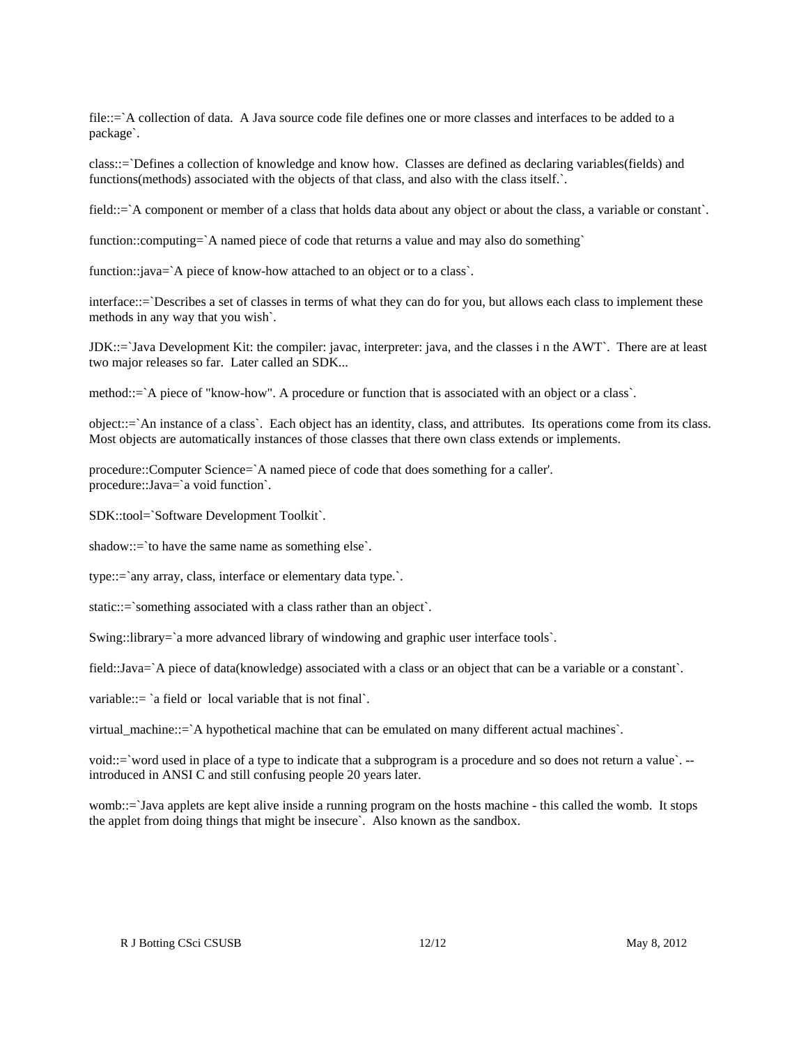file::=`A collection of data.  A Java source code file defines one or more classes and interfaces to be added to a package`.

class::=`Defines a collection of knowledge and know how.  Classes are defined as declaring variables(fields) and functions(methods) associated with the objects of that class, and also with the class itself.`.

field::=`A component or member of a class that holds data about any object or about the class, a variable or constant`.

function::computing=`A named piece of code that returns a value and may also do something`

function::java=`A piece of know-how attached to an object or to a class`.

interface::=`Describes a set of classes in terms of what they can do for you, but allows each class to implement these methods in any way that you wish`.

JDK::=`Java Development Kit: the compiler: javac, interpreter: java, and the classes i n the AWT`.  There are at least two major releases so far.  Later called an SDK...

method::=`A piece of "know-how". A procedure or function that is associated with an object or a class`.

object::=`An instance of a class`.  Each object has an identity, class, and attributes.  Its operations come from its class.  Most objects are automatically instances of those classes that there own class extends or implements.

procedure::Computer Science=`A named piece of code that does something for a caller'.
procedure::Java=`a void function`.

SDK::tool=`Software Development Toolkit`.

shadow::=`to have the same name as something else`.

type::=`any array, class, interface or elementary data type.`.

static::=`something associated with a class rather than an object`.

Swing::library=`a more advanced library of windowing and graphic user interface tools`.

field::Java=`A piece of data(knowledge) associated with a class or an object that can be a variable or a constant`.

variable::= `a field or  local variable that is not final`.

virtual_machine::=`A hypothetical machine that can be emulated on many different actual machines`.

void::=`word used in place of a type to indicate that a subprogram is a procedure and so does not return a value`. -- introduced in ANSI C and still confusing people 20 years later.

womb::=`Java applets are kept alive inside a running program on the hosts machine - this called the womb.  It stops the applet from doing things that might be insecure`.  Also known as the sandbox.